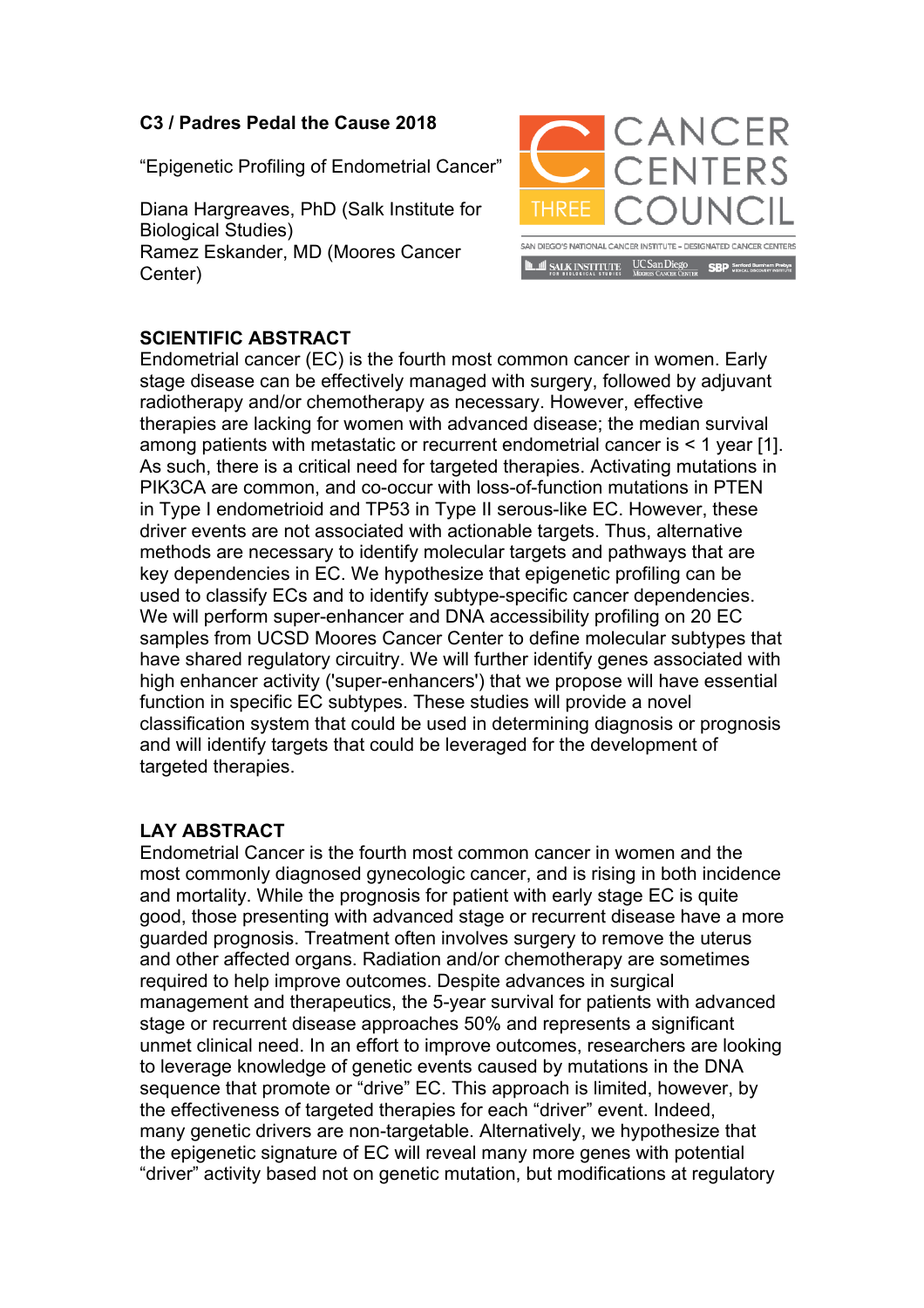**C3 / Padres Pedal the Cause 2018**

"Epigenetic Profiling of Endometrial Cancer"

Diana Hargreaves, PhD (Salk Institute for Biological Studies)
Ramez Eskander, MD (Moores Cancer Center)

CANCER CENTERS COUNCIL
THREE
SAN DIEGO'S NATIONAL CANCER INSTITUTE – DESIGNATED CANCER CENTERS

## SCIENTIFIC ABSTRACT

Endometrial cancer (EC) is the fourth most common cancer in women. Early stage disease can be effectively managed with surgery, followed by adjuvant radiotherapy and/or chemotherapy as necessary. However, effective therapies are lacking for women with advanced disease; the median survival among patients with metastatic or recurrent endometrial cancer is < 1 year [1]. As such, there is a critical need for targeted therapies. Activating mutations in PIK3CA are common, and co-occur with loss-of-function mutations in PTEN in Type I endometrioid and TP53 in Type II serous-like EC. However, these driver events are not associated with actionable targets. Thus, alternative methods are necessary to identify molecular targets and pathways that are key dependencies in EC. We hypothesize that epigenetic profiling can be used to classify ECs and to identify subtype-specific cancer dependencies. We will perform super-enhancer and DNA accessibility profiling on 20 EC samples from UCSD Moores Cancer Center to define molecular subtypes that have shared regulatory circuitry. We will further identify genes associated with high enhancer activity ('super-enhancers') that we propose will have essential function in specific EC subtypes. These studies will provide a novel classification system that could be used in determining diagnosis or prognosis and will identify targets that could be leveraged for the development of targeted therapies.

## LAY ABSTRACT

Endometrial Cancer is the fourth most common cancer in women and the most commonly diagnosed gynecologic cancer, and is rising in both incidence and mortality. While the prognosis for patient with early stage EC is quite good, those presenting with advanced stage or recurrent disease have a more guarded prognosis. Treatment often involves surgery to remove the uterus and other affected organs. Radiation and/or chemotherapy are sometimes required to help improve outcomes. Despite advances in surgical management and therapeutics, the 5-year survival for patients with advanced stage or recurrent disease approaches 50% and represents a significant unmet clinical need. In an effort to improve outcomes, researchers are looking to leverage knowledge of genetic events caused by mutations in the DNA sequence that promote or "drive" EC. This approach is limited, however, by the effectiveness of targeted therapies for each "driver" event. Indeed, many genetic drivers are non-targetable. Alternatively, we hypothesize that the epigenetic signature of EC will reveal many more genes with potential "driver" activity based not on genetic mutation, but modifications at regulatory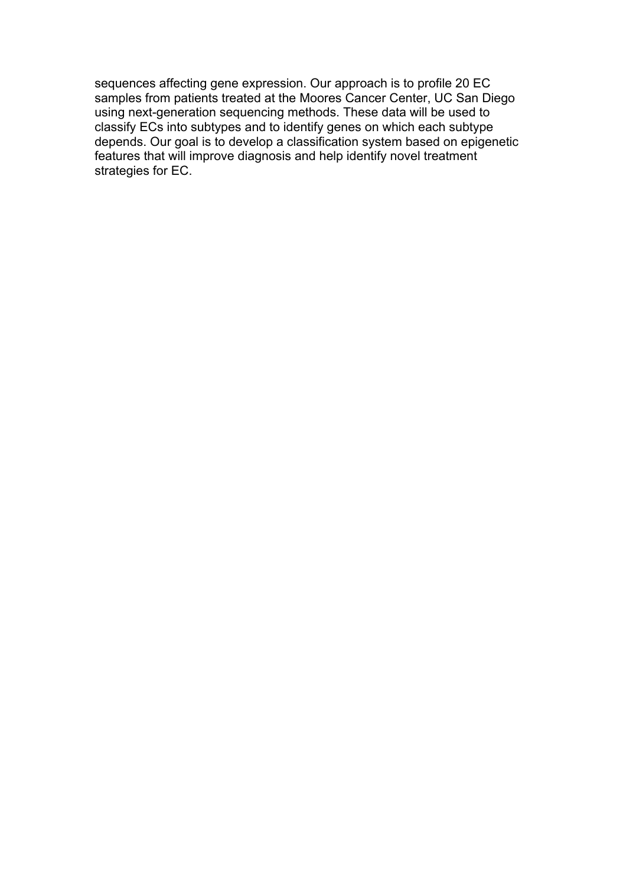sequences affecting gene expression. Our approach is to profile 20 EC samples from patients treated at the Moores Cancer Center, UC San Diego using next-generation sequencing methods. These data will be used to classify ECs into subtypes and to identify genes on which each subtype depends. Our goal is to develop a classification system based on epigenetic features that will improve diagnosis and help identify novel treatment strategies for EC.